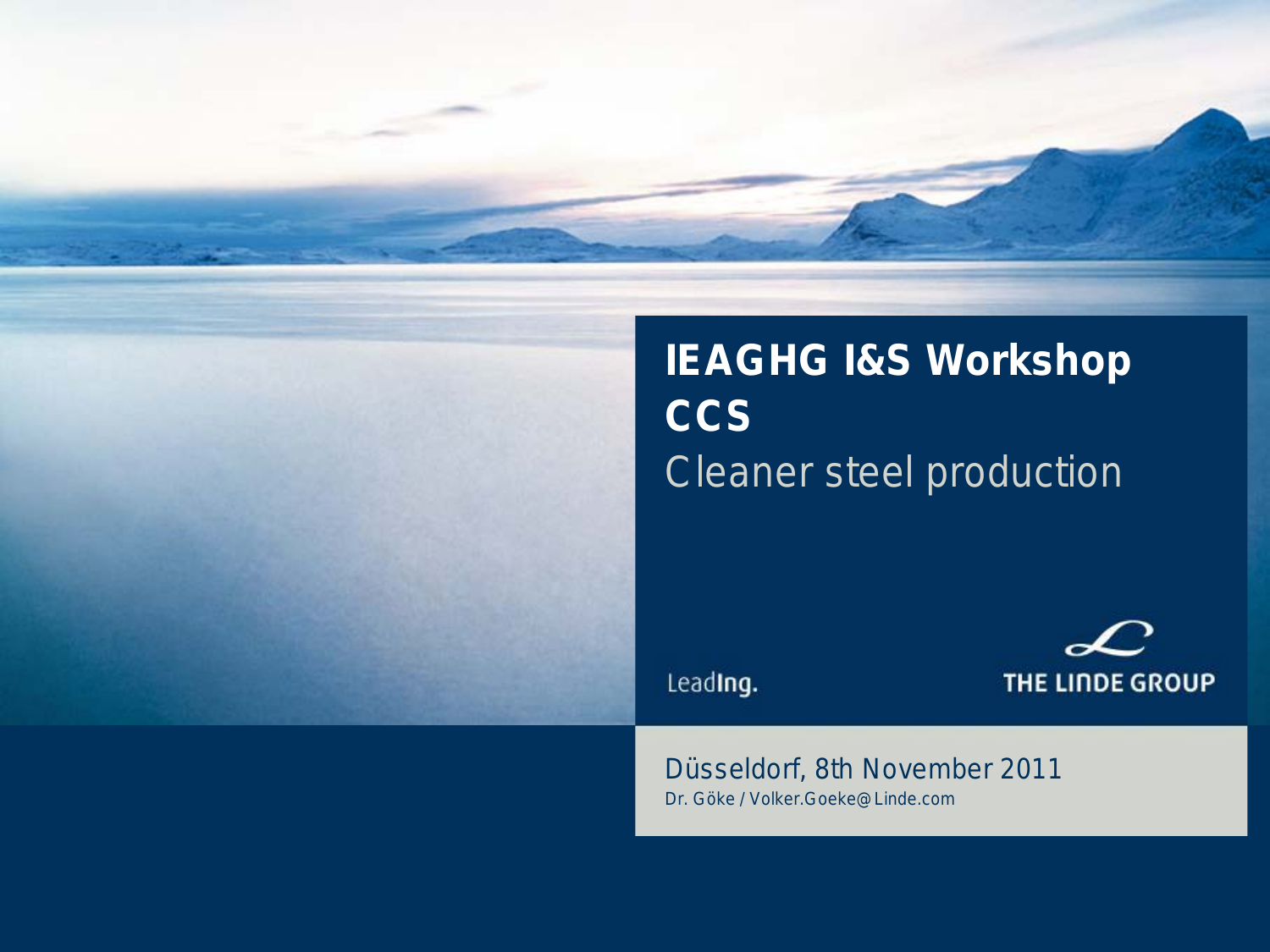# IEAGHG I&S Workshop CCS

## Cleaner steel production

LeadIng.

THE LINDE GROUP

Düsseldorf, 8th November 2011

Dr. Göke / Volker.Goeke@Linde.com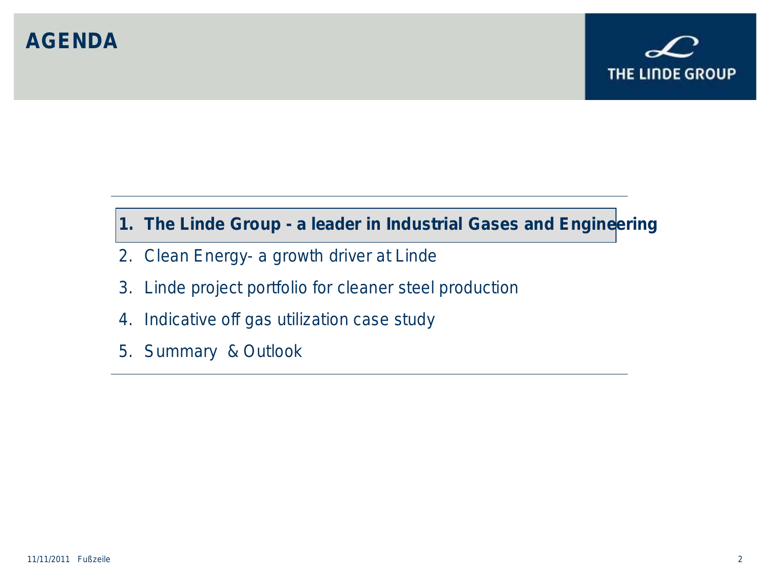# AGENDA

1. **The Linde Group - a leader in Industrial Gases and Engineering**
2. Clean Energy- a growth driver at Linde
3. Linde project portfolio for cleaner steel production
4. Indicative off gas utilization case study
5. Summary & Outlook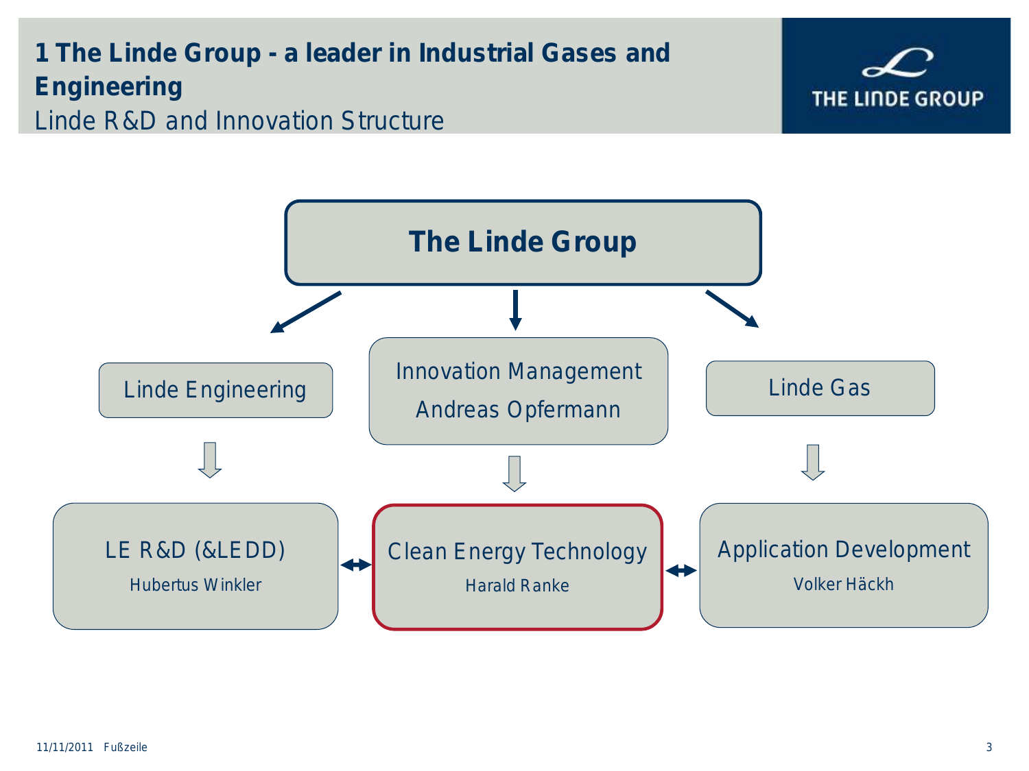# 1 The Linde Group - a leader in Industrial Gases and Engineering

## Linde R&D and Innovation Structure

THE LINDE GROUP

**The Linde Group**

Linde Engineering

Innovation Management
Andreas Opfermann

Linde Gas

LE R&D (&LEDD)
Hubertus Winkler

Clean Energy Technology
Harald Ranke

Application Development
Volker Häckh

11/11/2011 Fußzeile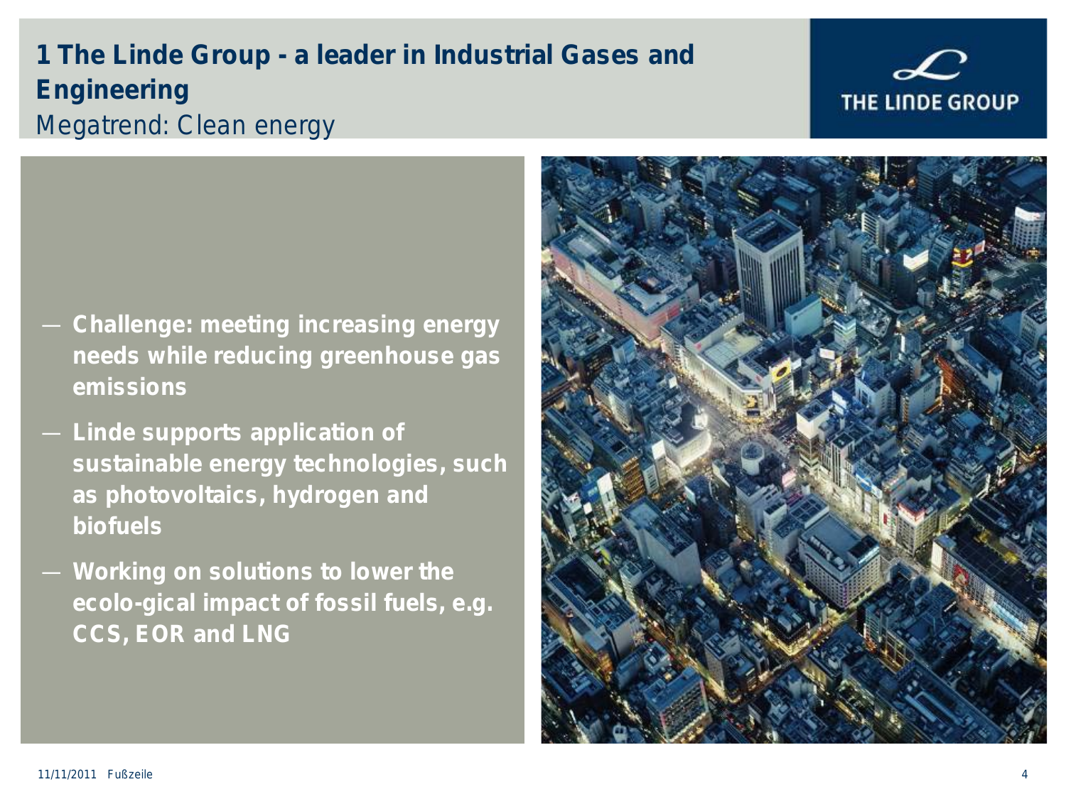# 1 The Linde Group - a leader in Industrial Gases and Engineering

## Megatrend: Clean energy

- Challenge: meeting increasing energy needs while reducing greenhouse gas emissions
- Linde supports application of sustainable energy technologies, such as photovoltaics, hydrogen and biofuels
- Working on solutions to lower the ecolo-gical impact of fossil fuels, e.g. CCS, EOR and LNG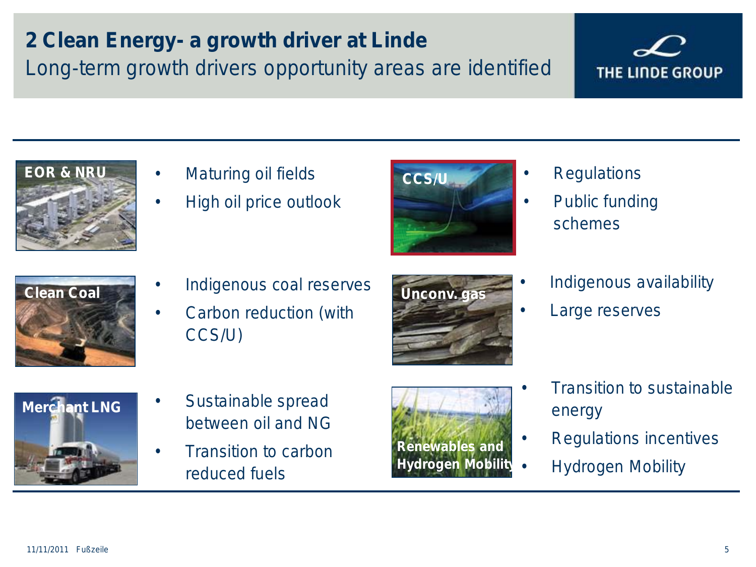# 2 Clean Energy- a growth driver at Linde

Long-term growth drivers opportunity areas are identified

THE LINDE GROUP

**EOR & NRU**

- Maturing oil fields
- High oil price outlook

**CCS/U**

- Regulations
- Public funding schemes

**Clean Coal**

- Indigenous coal reserves
- Carbon reduction (with CCS/U)

**Unconv. gas**

- Indigenous availability
- Large reserves

**Merchant LNG**

- Sustainable spread between oil and NG
- Transition to carbon reduced fuels

**Renewables and Hydrogen Mobility**

- Transition to sustainable energy
- Regulations incentives
- Hydrogen Mobility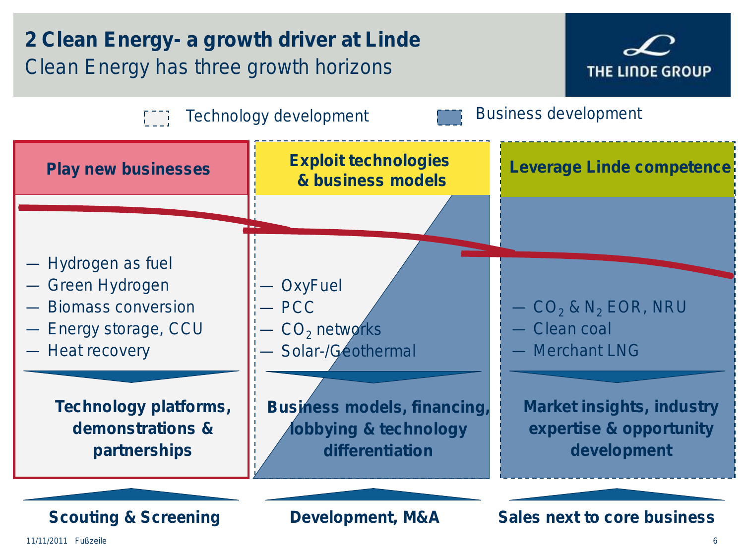# 2 Clean Energy- a growth driver at Linde

## Clean Energy has three growth horizons

Technology development | Business development

### Play new businesses

- Hydrogen as fuel
- Green Hydrogen
- Biomass conversion
- Energy storage, CCU
- Heat recovery

**Technology platforms, demonstrations & partnerships**

**Scouting & Screening**

### Exploit technologies & business models

- OxyFuel
- PCC
- $CO_2$ networks
- Solar-/Geothermal

**Business models, financing, lobbying & technology differentiation**

**Development, M&A**

### Leverage Linde competence

- $CO_2$ & $N_2$ EOR, NRU
- Clean coal
- Merchant LNG

**Market insights, industry expertise & opportunity development**

**Sales next to core business**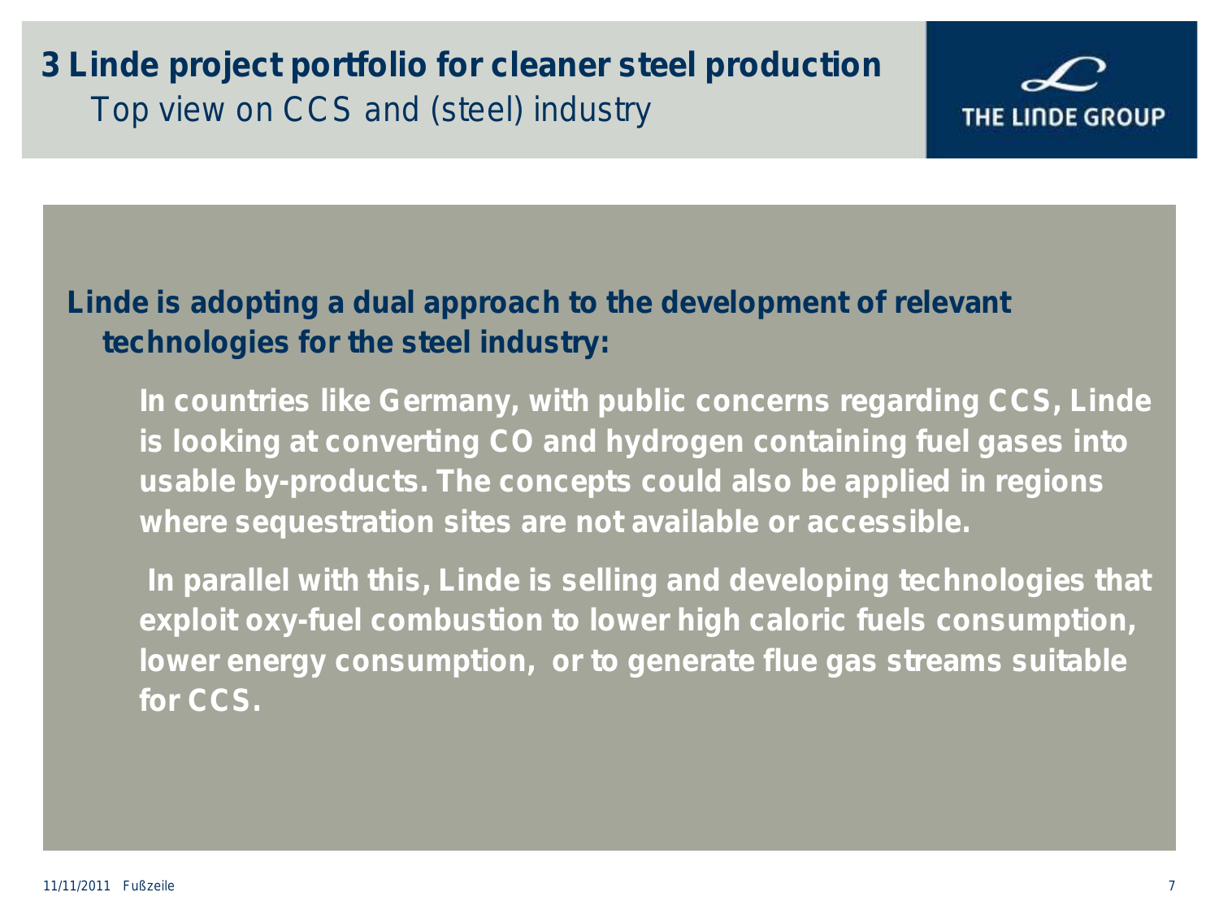# 3 Linde project portfolio for cleaner steel production

## Top view on CCS and (steel) industry

THE LINDE GROUP

**Linde is adopting a dual approach to the development of relevant technologies for the steel industry:**

- **In countries like Germany, with public concerns regarding CCS, Linde is looking at converting CO and hydrogen containing fuel gases into usable by-products. The concepts could also be applied in regions where sequestration sites are not available or accessible.**
- **In parallel with this, Linde is selling and developing technologies that exploit oxy-fuel combustion to lower high caloric fuels consumption, lower energy consumption, or to generate flue gas streams suitable for CCS.**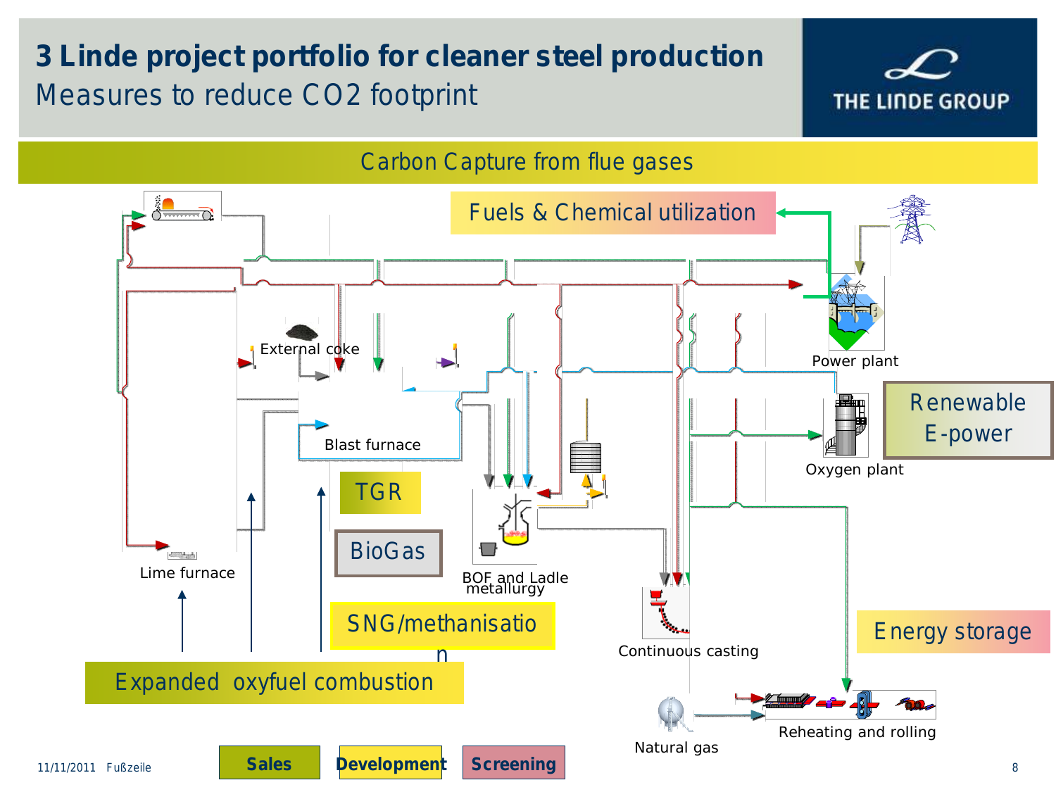# 3 Linde project portfolio for cleaner steel production

## Measures to reduce CO2 footprint

Carbon Capture from flue gases

Fuels & Chemical utilization

External coke

Power plant

Renewable E-power

Oxygen plant

Blast furnace

TGR

BioGas

BOF and Ladle metallurgy

Lime furnace

SNG/methanisation

Continuous casting

Energy storage

Expanded oxyfuel combustion

Natural gas

Reheating and rolling

Sales | Development | Screening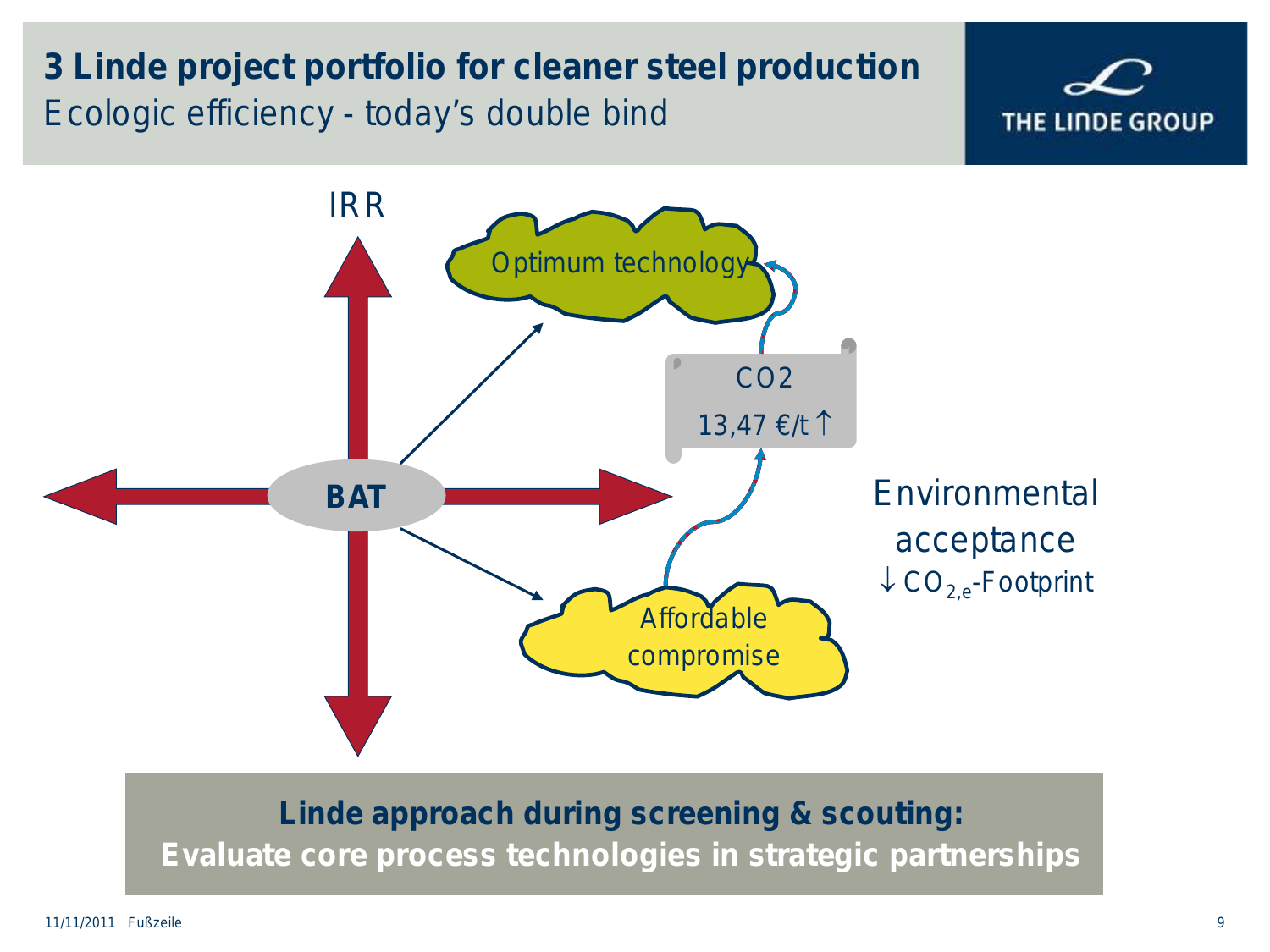# 3 Linde project portfolio for cleaner steel production

## Ecologic efficiency - today's double bind

IRR

Optimum technology

$CO_2$

13,47 €/t ↑

BAT

Environmental acceptance

↓ $CO_{2,e}$-Footprint

Affordable compromise

**Linde approach during screening & scouting:**
**Evaluate core process technologies in strategic partnerships**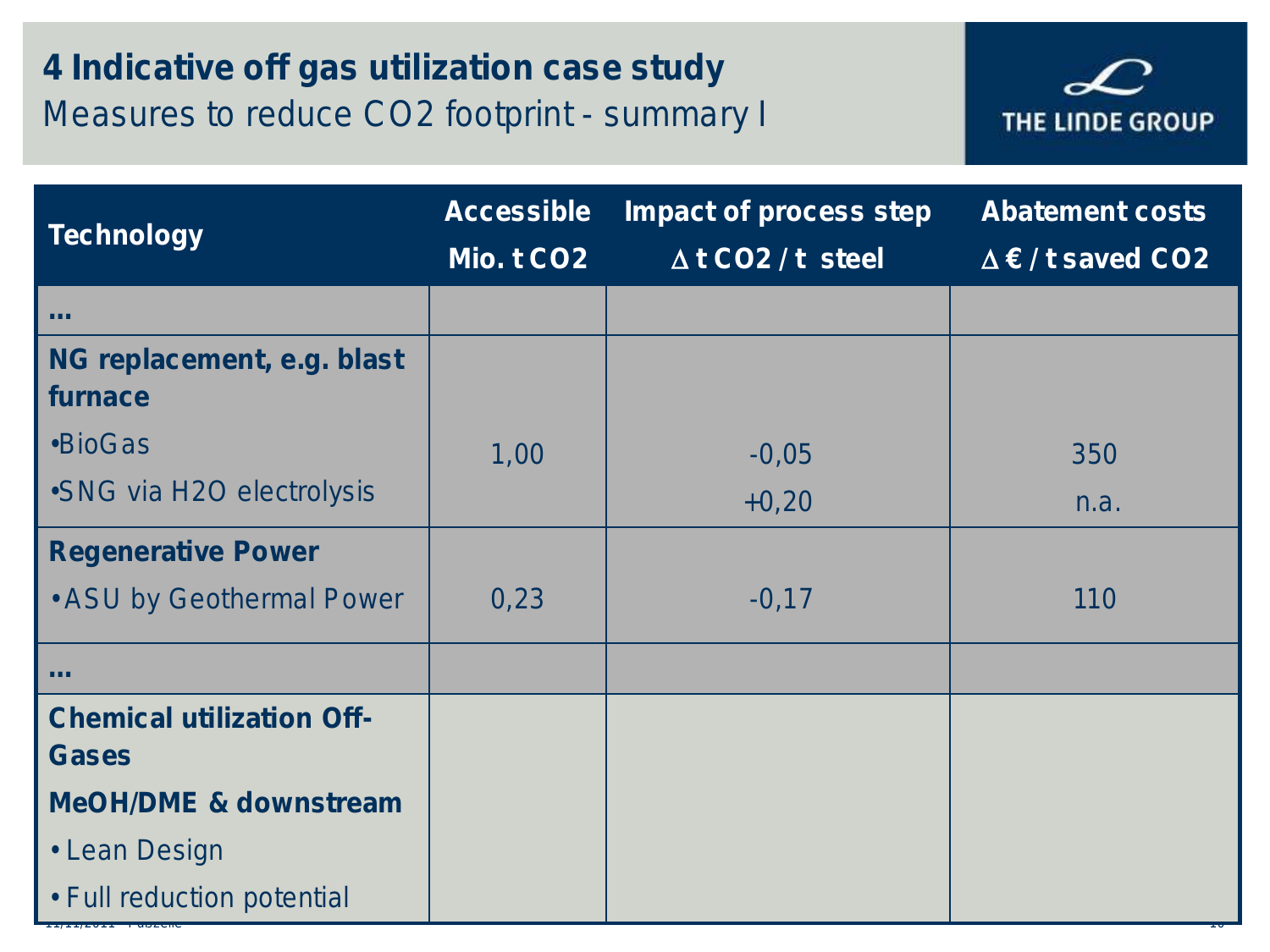# 4 Indicative off gas utilization case study

## Measures to reduce CO2 footprint - summary I

| Technology | Accessible Mio. t CO2 | Impact of process step Δ t CO2 / t steel | Abatement costs Δ € / t saved CO2 |
|---|---|---|---|
| ... | | | |
| **NG replacement, e.g. blast furnace**<br>•BioGas<br>•SNG via H2O electrolysis | 1,00 | -0,05<br>+0,20 | 350<br>n.a. |
| **Regenerative Power**<br>• ASU by Geothermal Power | 0,23 | -0,17 | 110 |
| ... | | | |
| **Chemical utilization Off-Gases**<br>**MeOH/DME & downstream**<br>• Lean Design<br>• Full reduction potential | | | |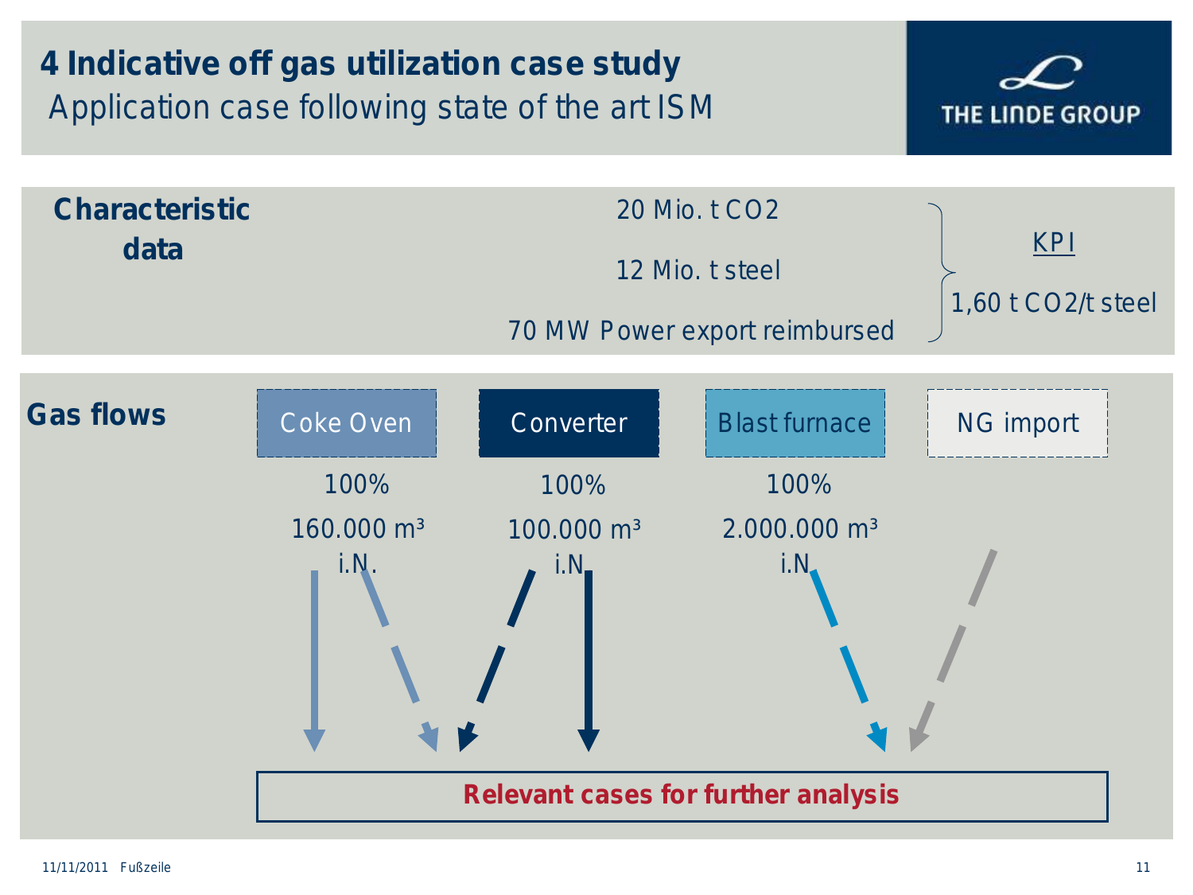# 4 Indicative off gas utilization case study

## Application case following state of the art ISM

THE LINDE GROUP

**Characteristic data**

20 Mio. t $CO_2$

12 Mio. t steel

70 MW Power export reimbursed

KPI

1,60 t $CO_2$/t steel

**Gas flows**

| Coke Oven | Converter | Blast furnace | NG import |
|---|---|---|---|
| 100% | 100% | 100% | |
| 160.000 m³ i.N. | 100.000 m³ i.N. | 2.000.000 m³ i.N. | |

**Relevant cases for further analysis**

11/11/2011 Fußzeile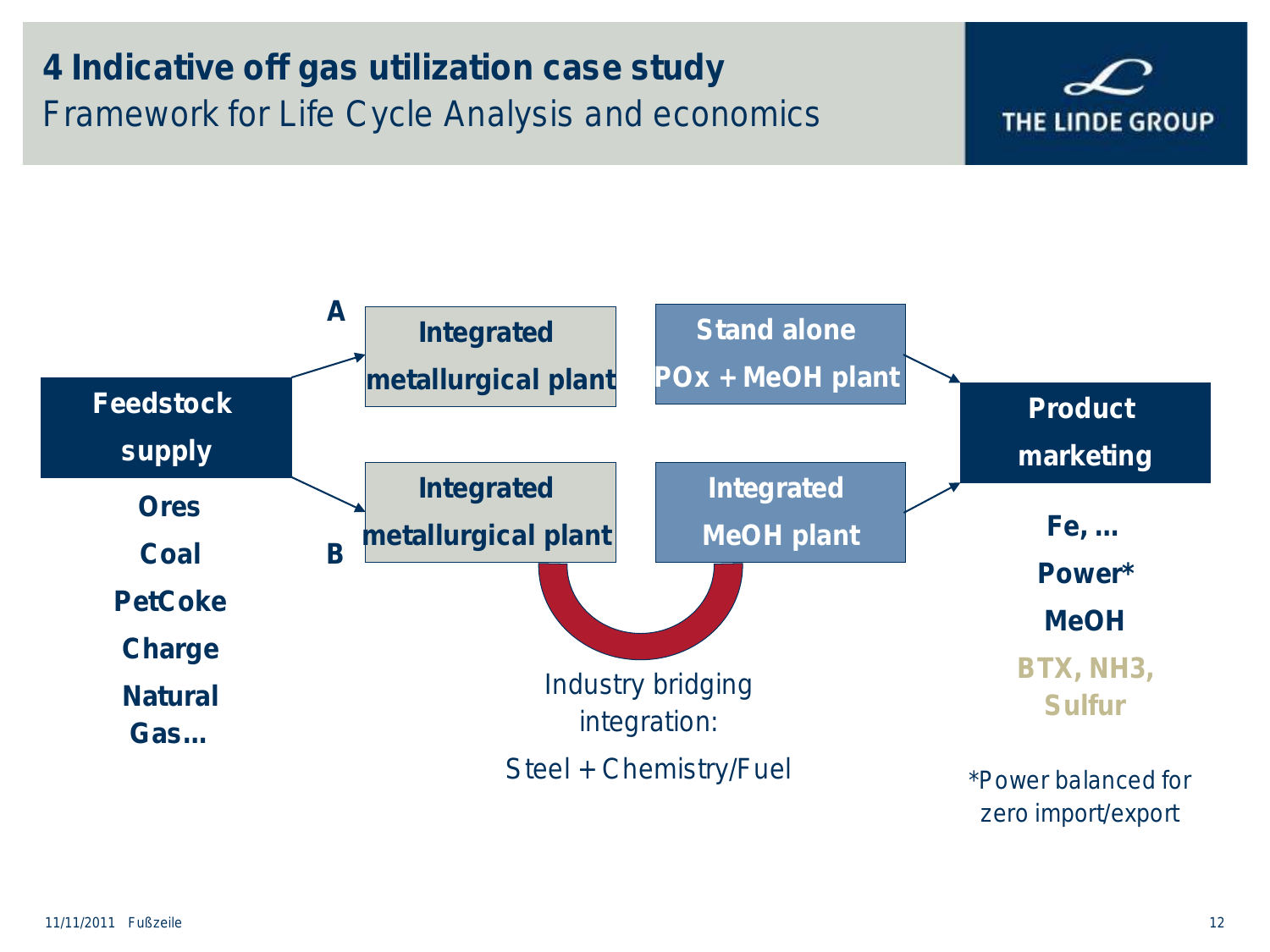# 4 Indicative off gas utilization case study

Framework for Life Cycle Analysis and economics

THE LINDE GROUP

**Feedstock supply**

- Ores
- Coal
- PetCoke
- Charge
- Natural Gas…

**A**

**Integrated metallurgical plant** → **Stand alone POx + MeOH plant**

**B**

**Integrated metallurgical plant** → **Integrated MeOH plant**

Industry bridging integration:
Steel + Chemistry/Fuel

**Product marketing**

- Fe, …
- Power*
- MeOH
- BTX, NH3, Sulfur

*Power balanced for zero import/export

11/11/2011 Fußzeile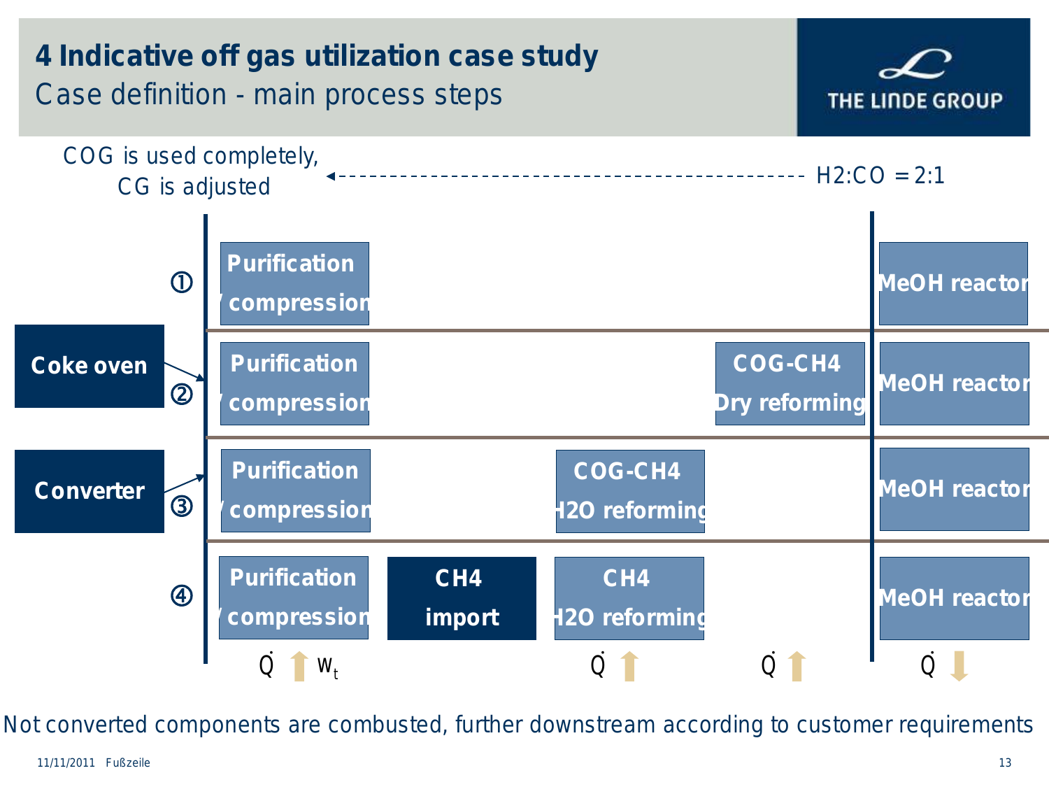# 4 Indicative off gas utilization case study

## Case definition - main process steps

COG is used completely, CG is adjusted ← H2:CO = 2:1

Coke oven

Converter

① Purification / compression → MeOH reactor

② Purification / compression → COG-CH4 Dry reforming → MeOH reactor

③ Purification / compression → COG-CH4 H2O reforming → MeOH reactor

④ Purification / compression → CH4 import → CH4 H2O reforming → MeOH reactor

$\dot{Q}$ ↑ $w_t$ $\dot{Q}$ ↑ $\dot{Q}$ ↑ $\dot{Q}$ ↓

Not converted components are combusted, further downstream according to customer requirements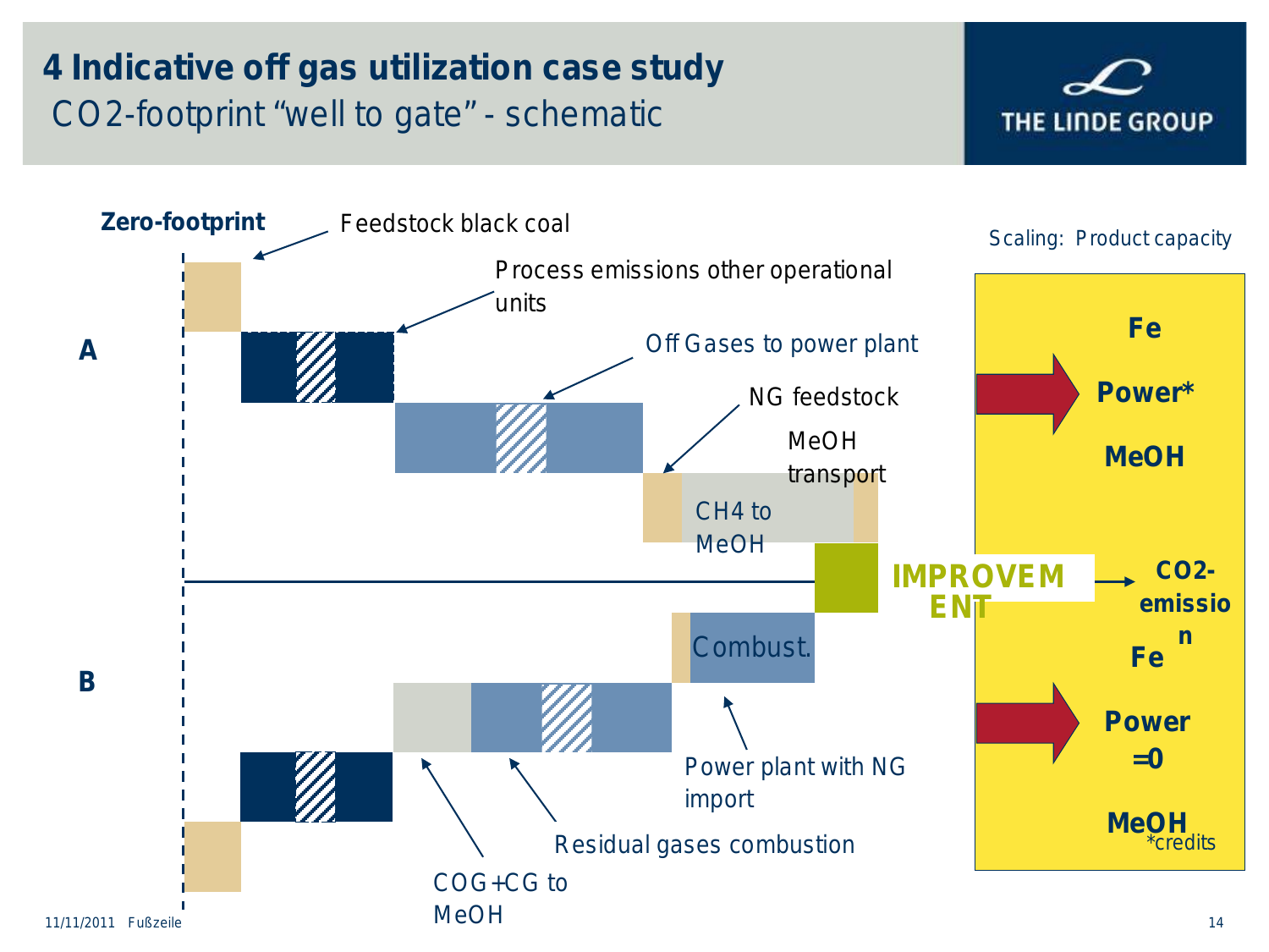# 4 Indicative off gas utilization case study

## CO2-footprint "well to gate" - schematic

**Zero-footprint**

Feedstock black coal

Process emissions other operational units

Off Gases to power plant

NG feedstock

MeOH transport

CH4 to MeOH

**A**

**B**

**IMPROVEMENT**

Combust.

Power plant with NG import

Residual gases combustion

COG+CG to MeOH

Scaling: Product capacity

**Fe**

**Power***

**MeOH**

**$CO_2$-emission**

**Fe**

**Power =0**

**MeOH**

*credits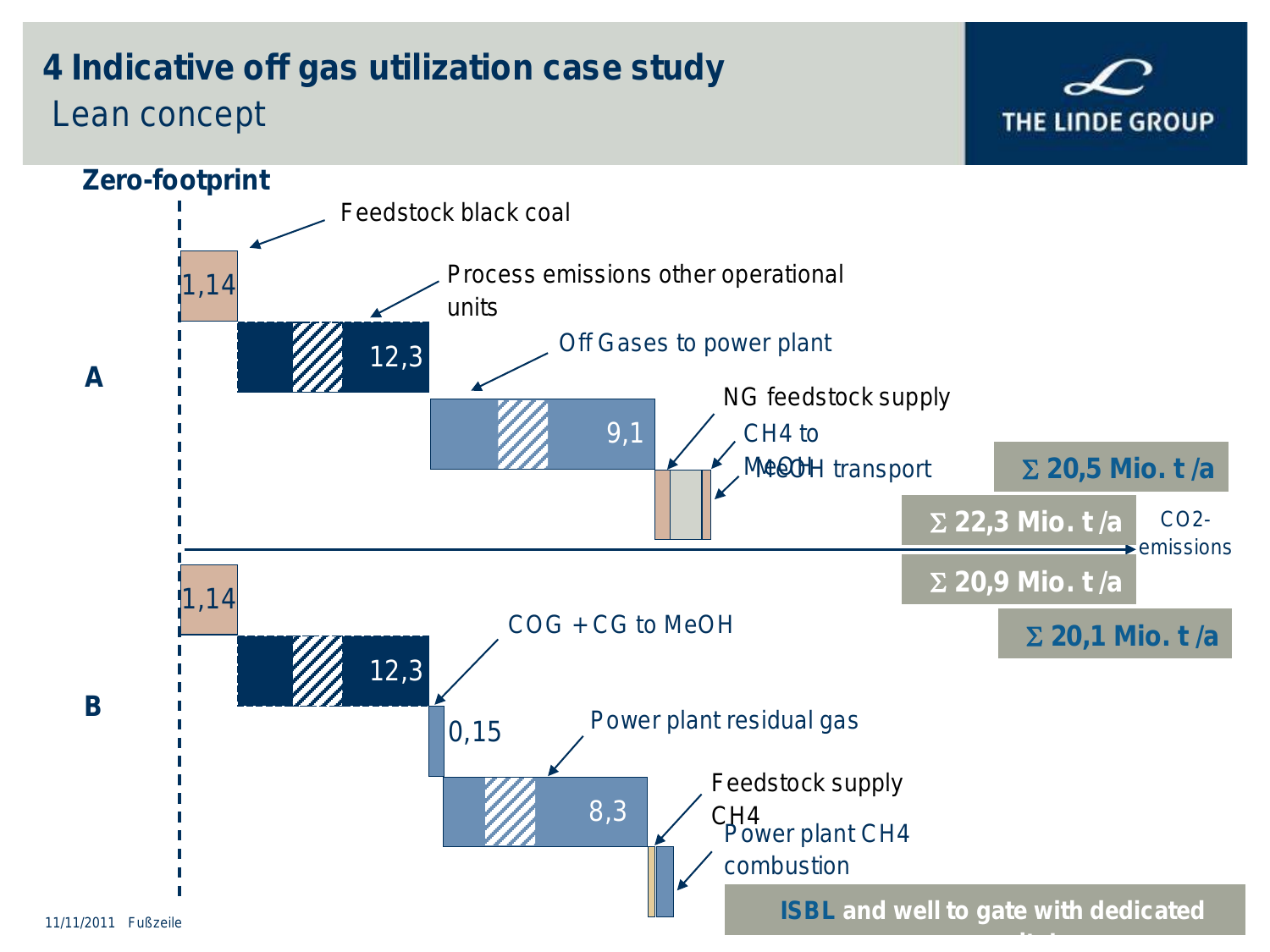# 4 Indicative off gas utilization case study

Lean concept

**Zero-footprint**

**A**

- Feedstock black coal: 1,14
- Process emissions other operational units: 12,3
- Off Gases to power plant: 9,1
- NG feedstock supply
- CH4 to MeOH
- MeOH transport

**B**

- 1,14
- 12,3
- COG + CG to MeOH: 0,15
- Power plant residual gas: 8,3
- Feedstock supply CH4
- Power plant CH4 combustion

$CO_2$-emissions

- **Σ 20,5 Mio. t /a**
- **Σ 22,3 Mio. t /a**
- **Σ 20,9 Mio. t /a**
- **Σ 20,1 Mio. t /a**

**ISBL and well to gate with dedicated**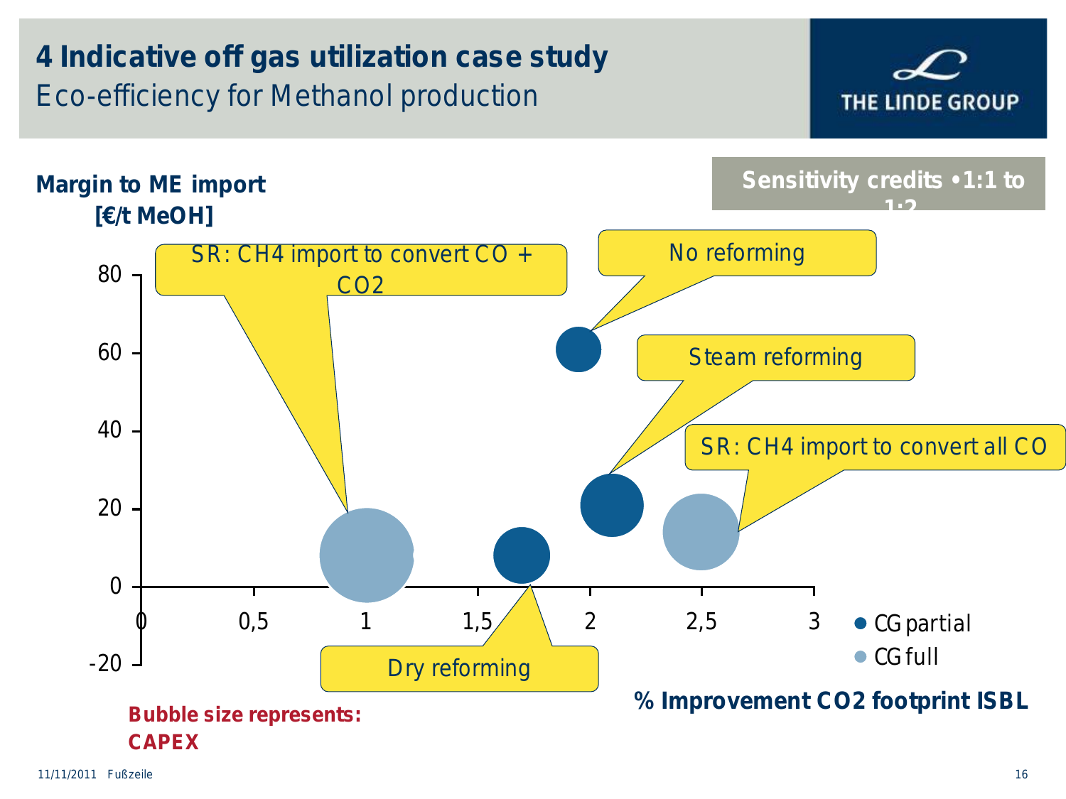# 4 Indicative off gas utilization case study

## Eco-efficiency for Methanol production

THE LINDE GROUP

**Sensitivity credits •1:1 to 1:2**

**Margin to ME import [€/t MeOH]**

- SR: CH4 import to convert CO + CO2
- No reforming
- Steam reforming
- SR: CH4 import to convert all CO
- Dry reforming

● CG partial
● CG full

**% Improvement CO2 footprint ISBL**

**Bubble size represents: CAPEX**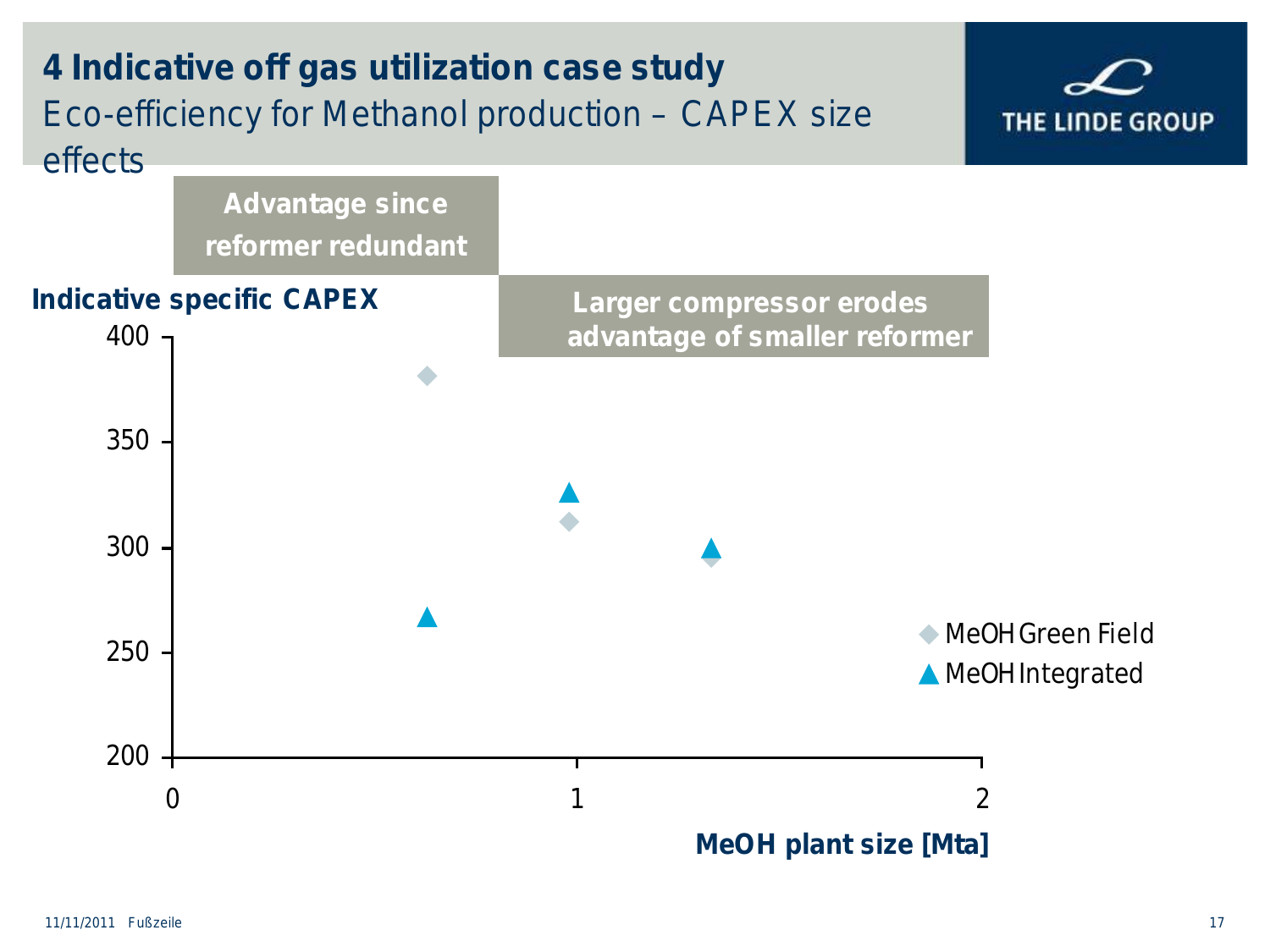# 4 Indicative off gas utilization case study

Eco-efficiency for Methanol production – CAPEX size effects

**Advantage since reformer redundant**

**Larger compressor erodes advantage of smaller reformer**

**Indicative specific CAPEX**

400

350

300

250

200

0

1

2

**MeOH plant size [Mta]**

◆ MeOH Green Field

▲ MeOH Integrated

11/11/2011 Fußzeile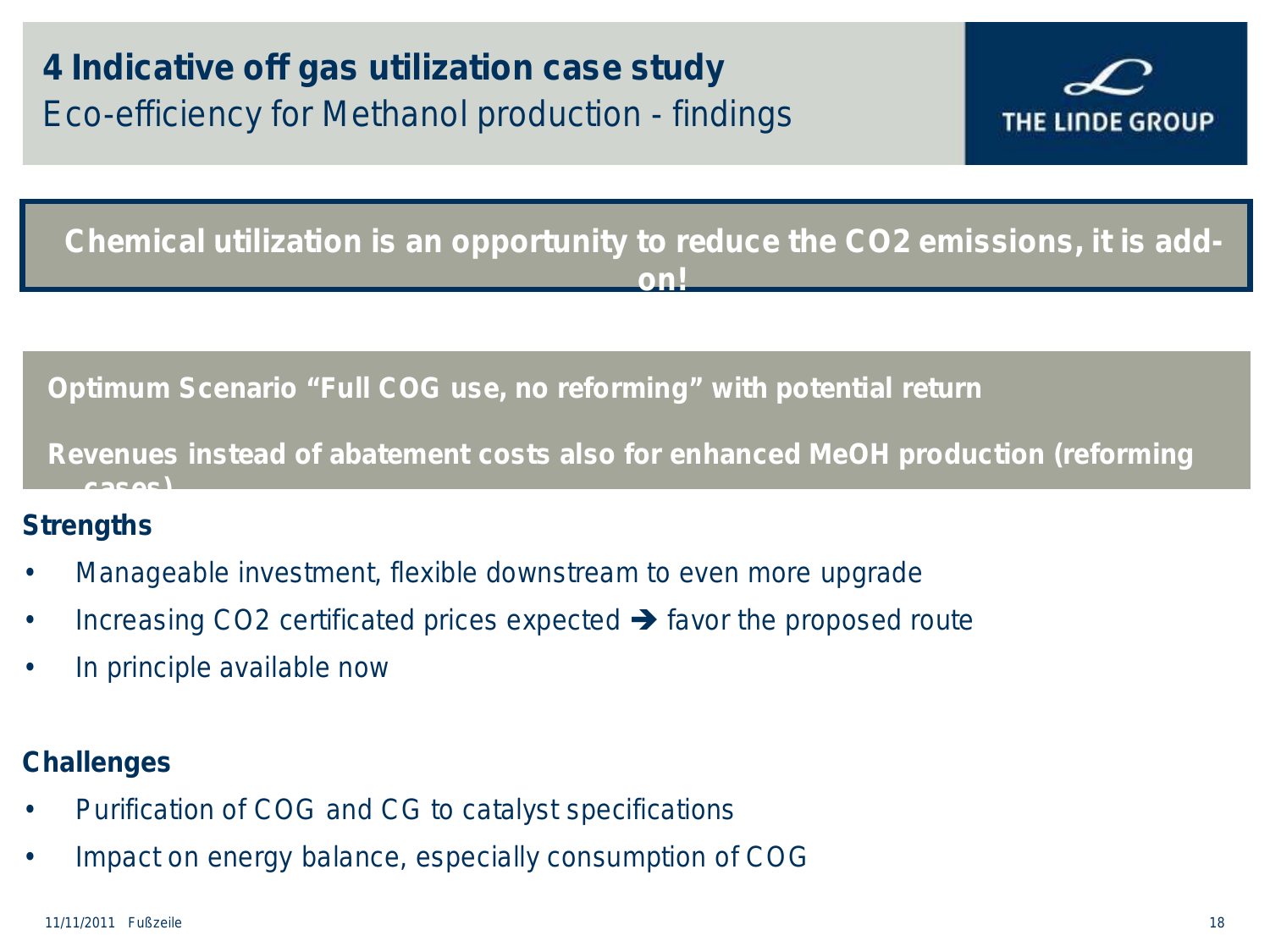# 4 Indicative off gas utilization case study

## Eco-efficiency for Methanol production - findings

THE LINDE GROUP

**Chemical utilization is an opportunity to reduce the $CO_2$ emissions, it is add-on!**

**Optimum Scenario "Full COG use, no reforming" with potential return**

**Revenues instead of abatement costs also for enhanced MeOH production (reforming cases)**

**Strengths**

- Manageable investment, flexible downstream to even more upgrade
- Increasing $CO_2$ certificated prices expected ➔ favor the proposed route
- In principle available now

**Challenges**

- Purification of COG and CG to catalyst specifications
- Impact on energy balance, especially consumption of COG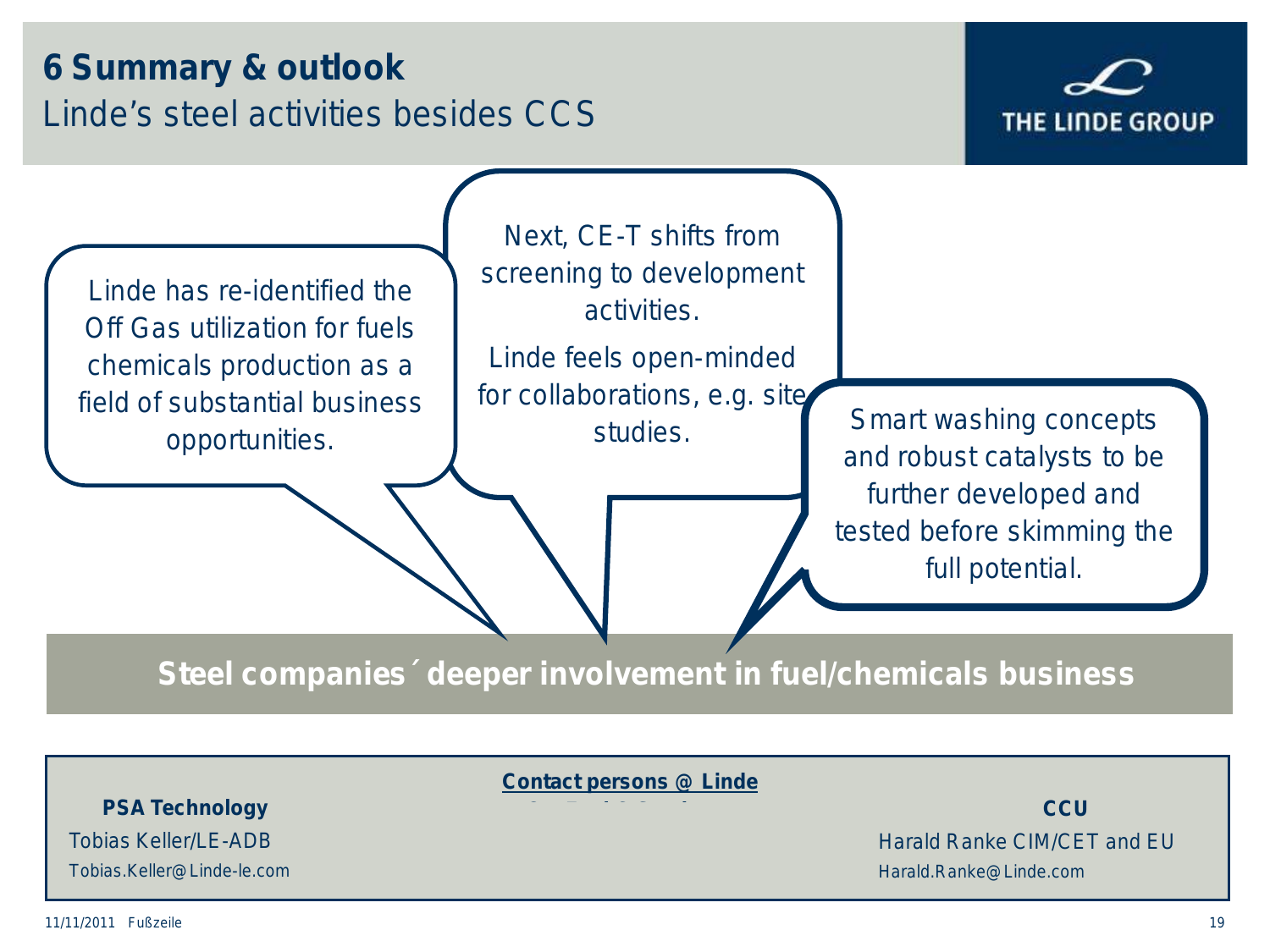# 6 Summary & outlook

## Linde's steel activities besides CCS

Linde has re-identified the Off Gas utilization for fuels chemicals production as a field of substantial business opportunities.

Next, CE-T shifts from screening to development activities.

Linde feels open-minded for collaborations, e.g. site studies.

Smart washing concepts and robust catalysts to be further developed and tested before skimming the full potential.

**Steel companies´ deeper involvement in fuel/chemicals business**

**Contact persons @ Linde**

**PSA Technology**
Tobias Keller/LE-ADB
Tobias.Keller@Linde-le.com

**CCU**
Harald Ranke CIM/CET and EU
Harald.Ranke@Linde.com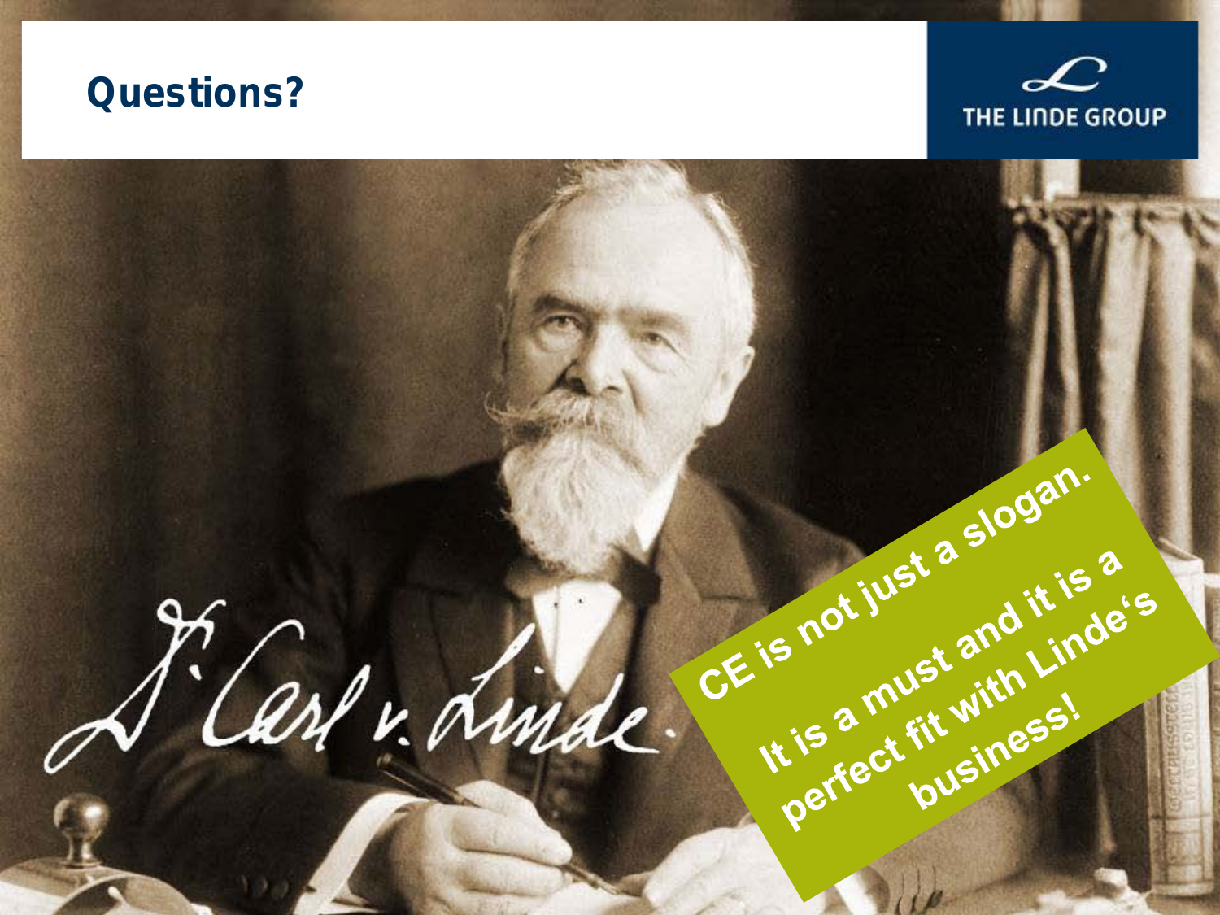# Questions?

THE LINDE GROUP

Dr. Carl v. Linde

**CE is not just a slogan.**

**It is a must and it is a perfect fit with Linde's business!**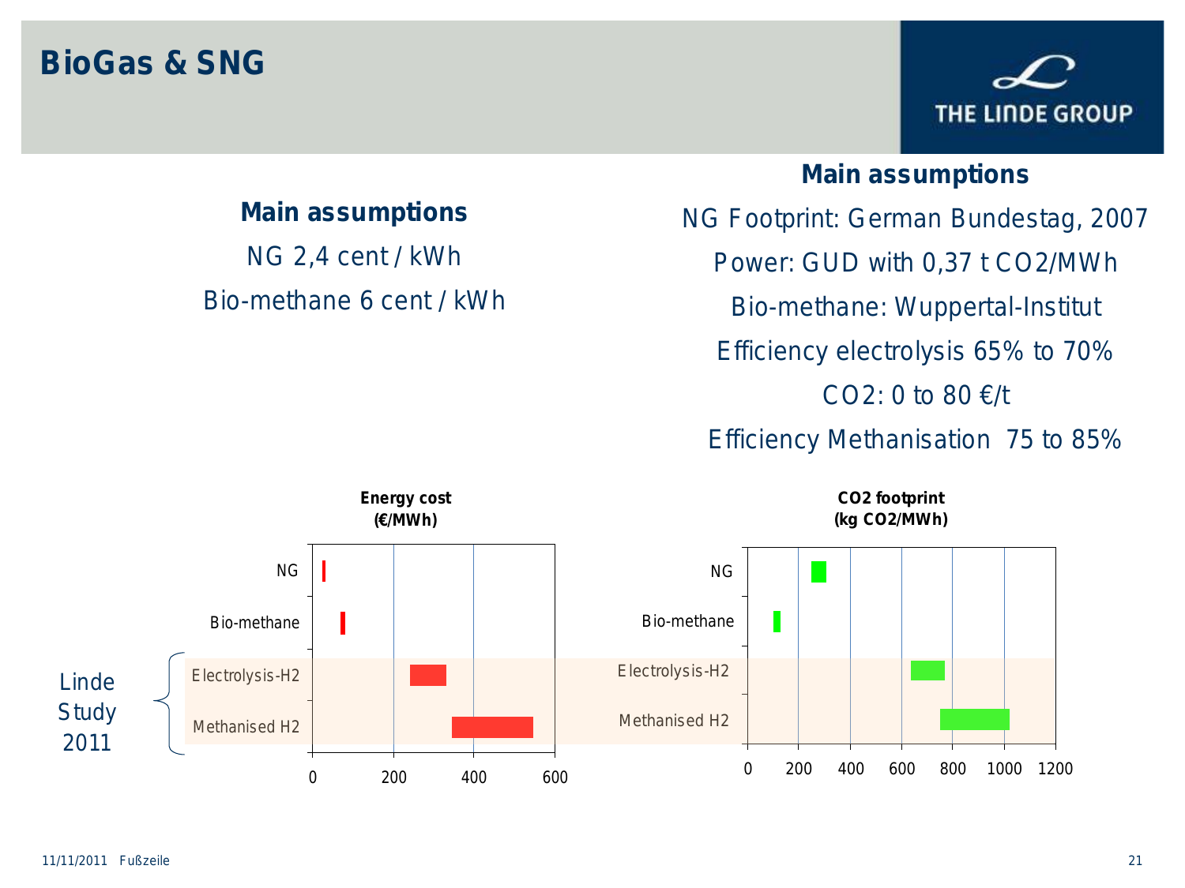# BioGas & SNG

THE LINDE GROUP

**Main assumptions**

NG 2,4 cent / kWh

Bio-methane 6 cent / kWh

**Main assumptions**

NG Footprint: German Bundestag, 2007

Power: GUD with 0,37 t CO2/MWh

Bio-methane: Wuppertal-Institut

Efficiency electrolysis 65% to 70%

CO2: 0 to 80 €/t

Efficiency Methanisation 75 to 85%

**Energy cost**
**(€/MWh)**

NG

Bio-methane

Electrolysis-H2

Methanised H2

0 200 400 600

**CO2 footprint**
**(kg CO2/MWh)**

NG

Bio-methane

Electrolysis-H2

Methanised H2

0 200 400 600 800 1000 1200

Linde Study 2011

11/11/2011 Fußzeile